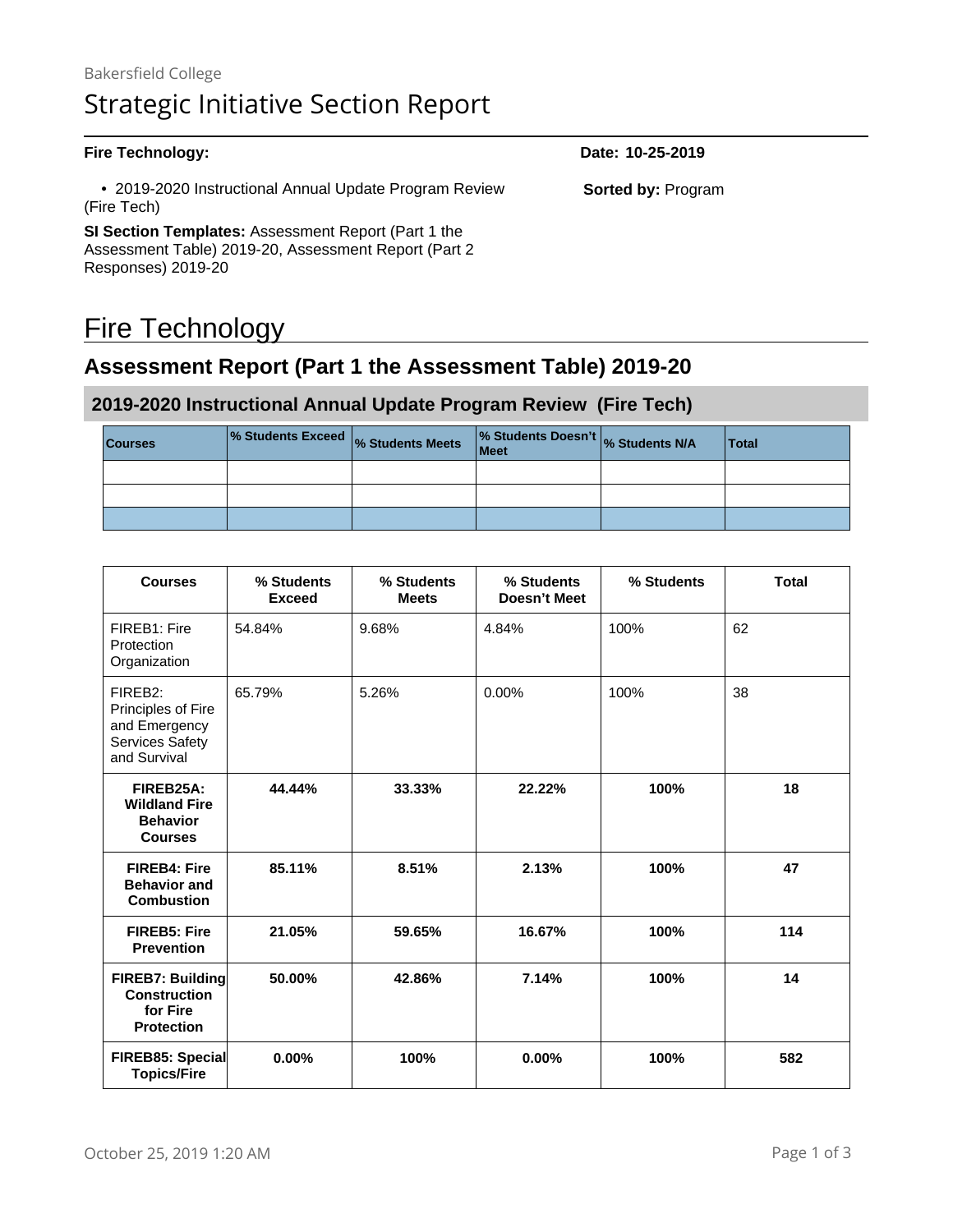Bakersfield College

# Strategic Initiative Section Report

**Fire Technology:**

**Date: 10-25-2019**

- 2019-2020 Instructional Annual Update Program Review (Fire Tech)

**Sorted by:** Program

**SI Section Templates:** Assessment Report (Part 1 the Assessment Table) 2019-20, Assessment Report (Part 2 Responses) 2019-20

# Fire Technology

## Assessment Report (Part 1 the Assessment Table) 2019-20

### 2019-2020 Instructional Annual Update Program Review (Fire Tech)

| Courses | % Students Exceed | % Students Meets | % Students Doesn't Meet | % Students N/A | Total |
|---|---|---|---|---|---|
| | | | | | |
| | | | | | |
| | | | | | |

| Courses | % Students Exceed | % Students Meets | % Students Doesn't Meet | % Students | Total |
|---|---|---|---|---|---|
| FIREB1: Fire Protection Organization | 54.84% | 9.68% | 4.84% | 100% | 62 |
| FIREB2: Principles of Fire and Emergency Services Safety and Survival | 65.79% | 5.26% | 0.00% | 100% | 38 |
| **FIREB25A: Wildland Fire Behavior Courses** | **44.44%** | **33.33%** | **22.22%** | **100%** | **18** |
| **FIREB4: Fire Behavior and Combustion** | **85.11%** | **8.51%** | **2.13%** | **100%** | **47** |
| **FIREB5: Fire Prevention** | **21.05%** | **59.65%** | **16.67%** | **100%** | **114** |
| **FIREB7: Building Construction for Fire Protection** | **50.00%** | **42.86%** | **7.14%** | **100%** | **14** |
| **FIREB85: Special Topics/Fire** | **0.00%** | **100%** | **0.00%** | **100%** | **582** |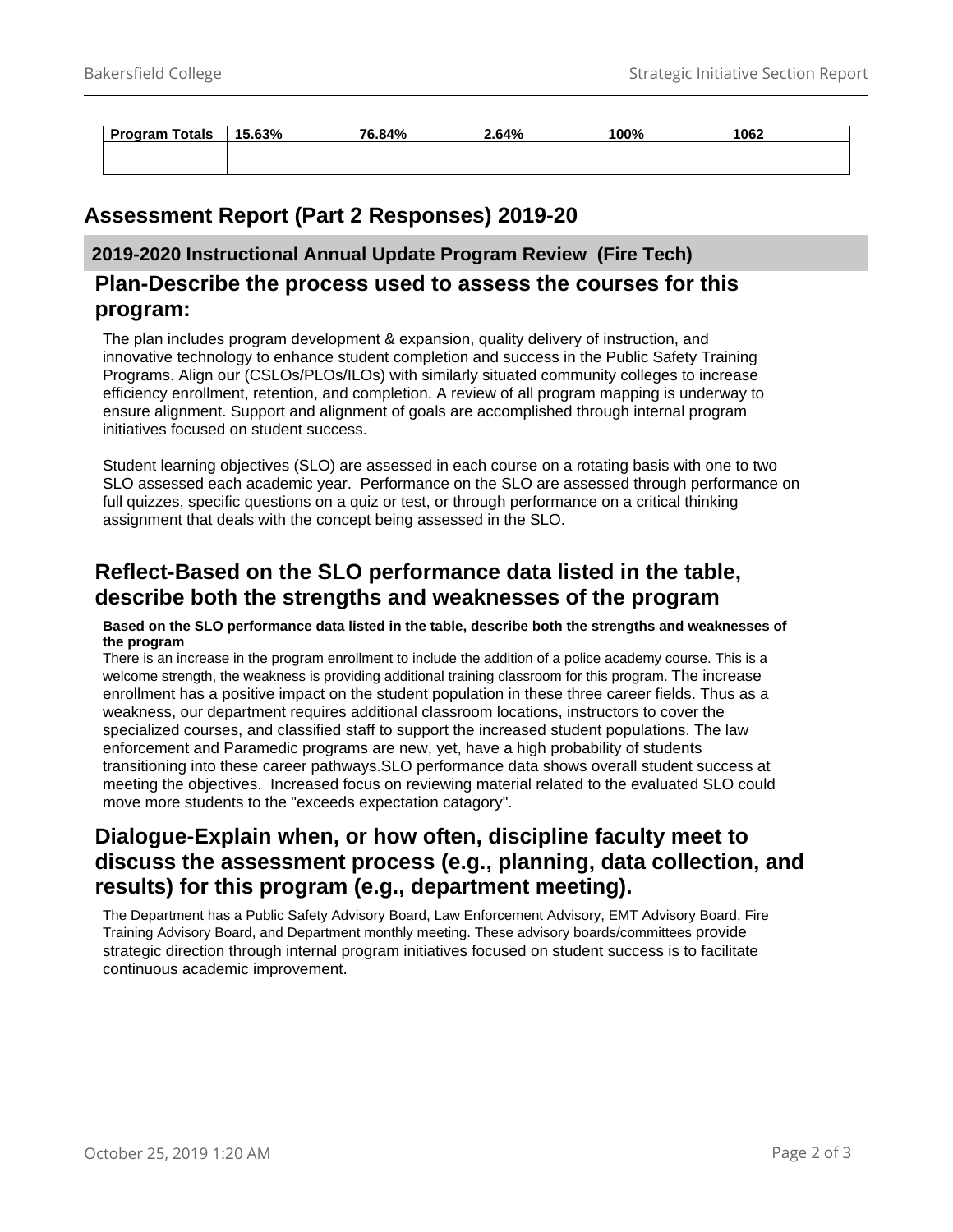| Program Totals | 15.63% | 76.84% | 2.64% | 100% | 1062 |
|---|---|---|---|---|---|
| | | | | | |

# Assessment Report (Part 2 Responses) 2019-20

## 2019-2020 Instructional Annual Update Program Review (Fire Tech)

### Plan-Describe the process used to assess the courses for this program:

The plan includes program development & expansion, quality delivery of instruction, and innovative technology to enhance student completion and success in the Public Safety Training Programs. Align our (CSLOs/PLOs/ILOs) with similarly situated community colleges to increase efficiency enrollment, retention, and completion. A review of all program mapping is underway to ensure alignment. Support and alignment of goals are accomplished through internal program initiatives focused on student success.

Student learning objectives (SLO) are assessed in each course on a rotating basis with one to two SLO assessed each academic year. Performance on the SLO are assessed through performance on full quizzes, specific questions on a quiz or test, or through performance on a critical thinking assignment that deals with the concept being assessed in the SLO.

### Reflect-Based on the SLO performance data listed in the table, describe both the strengths and weaknesses of the program

**Based on the SLO performance data listed in the table, describe both the strengths and weaknesses of the program**

There is an increase in the program enrollment to include the addition of a police academy course. This is a welcome strength, the weakness is providing additional training classroom for this program. The increase enrollment has a positive impact on the student population in these three career fields. Thus as a weakness, our department requires additional classroom locations, instructors to cover the specialized courses, and classified staff to support the increased student populations. The law enforcement and Paramedic programs are new, yet, have a high probability of students transitioning into these career pathways.SLO performance data shows overall student success at meeting the objectives. Increased focus on reviewing material related to the evaluated SLO could move more students to the "exceeds expectation catagory".

### Dialogue-Explain when, or how often, discipline faculty meet to discuss the assessment process (e.g., planning, data collection, and results) for this program (e.g., department meeting).

The Department has a Public Safety Advisory Board, Law Enforcement Advisory, EMT Advisory Board, Fire Training Advisory Board, and Department monthly meeting. These advisory boards/committees provide strategic direction through internal program initiatives focused on student success is to facilitate continuous academic improvement.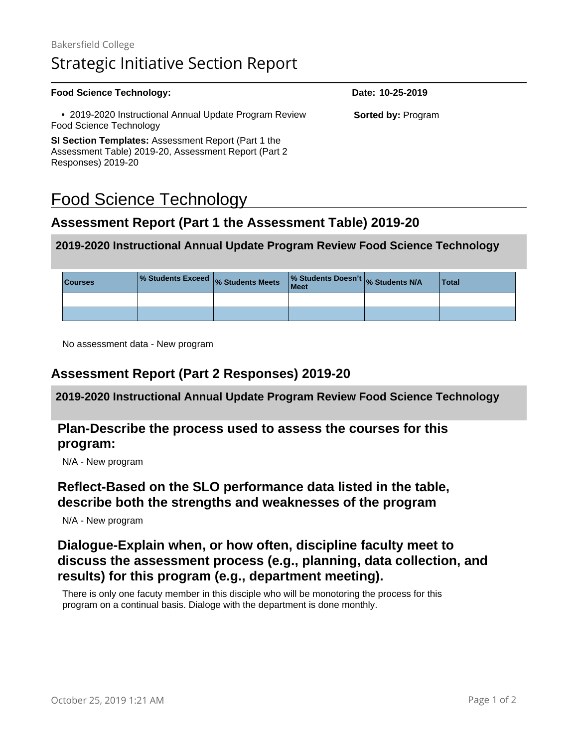Bakersfield College

# Strategic Initiative Section Report

**Food Science Technology:**

**Date: 10-25-2019**

- 2019-2020 Instructional Annual Update Program Review Food Science Technology

**Sorted by:** Program

**SI Section Templates:** Assessment Report (Part 1 the Assessment Table) 2019-20, Assessment Report (Part 2 Responses) 2019-20

# Food Science Technology

## Assessment Report (Part 1 the Assessment Table) 2019-20

### 2019-2020 Instructional Annual Update Program Review Food Science Technology

| Courses | % Students Exceed | % Students Meets | % Students Doesn't Meet | % Students N/A | Total |
|---|---|---|---|---|---|
| | | | | | |
| | | | | | |

No assessment data - New program

## Assessment Report (Part 2 Responses) 2019-20

### 2019-2020 Instructional Annual Update Program Review Food Science Technology

#### Plan-Describe the process used to assess the courses for this program:

N/A - New program

#### Reflect-Based on the SLO performance data listed in the table, describe both the strengths and weaknesses of the program

N/A - New program

#### Dialogue-Explain when, or how often, discipline faculty meet to discuss the assessment process (e.g., planning, data collection, and results) for this program (e.g., department meeting).

There is only one facuty member in this disciple who will be monotoring the process for this program on a continual basis. Dialoge with the department is done monthly.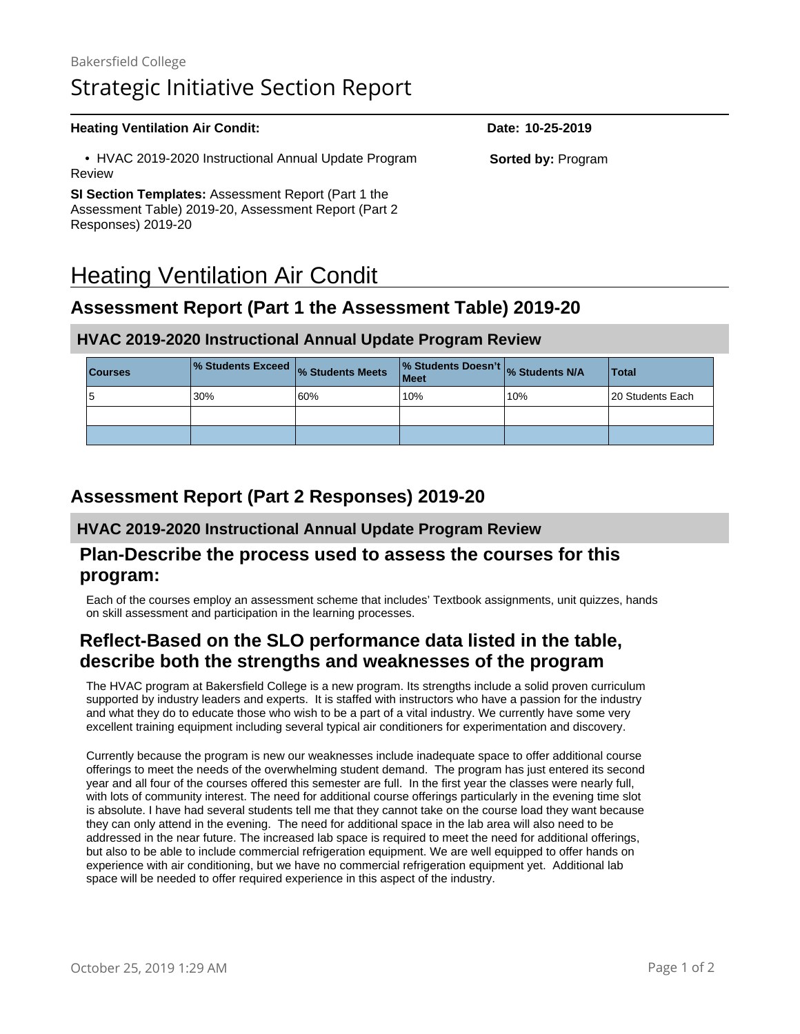Bakersfield College

# Strategic Initiative Section Report

**Heating Ventilation Air Condit:**

**Date: 10-25-2019**

- HVAC 2019-2020 Instructional Annual Update Program Review

**Sorted by:** Program

**SI Section Templates:** Assessment Report (Part 1 the Assessment Table) 2019-20, Assessment Report (Part 2 Responses) 2019-20

# Heating Ventilation Air Condit

## Assessment Report (Part 1 the Assessment Table) 2019-20

### HVAC 2019-2020 Instructional Annual Update Program Review

| Courses | % Students Exceed | % Students Meets | % Students Doesn't Meet | % Students N/A | Total |
|---|---|---|---|---|---|
| 5 | 30% | 60% | 10% | 10% | 20 Students Each |
| | | | | | |
| | | | | | |

## Assessment Report (Part 2 Responses) 2019-20

### HVAC 2019-2020 Instructional Annual Update Program Review

### Plan-Describe the process used to assess the courses for this program:

Each of the courses employ an assessment scheme that includes' Textbook assignments, unit quizzes, hands on skill assessment and participation in the learning processes.

### Reflect-Based on the SLO performance data listed in the table, describe both the strengths and weaknesses of the program

The HVAC program at Bakersfield College is a new program. Its strengths include a solid proven curriculum supported by industry leaders and experts. It is staffed with instructors who have a passion for the industry and what they do to educate those who wish to be a part of a vital industry. We currently have some very excellent training equipment including several typical air conditioners for experimentation and discovery.

Currently because the program is new our weaknesses include inadequate space to offer additional course offerings to meet the needs of the overwhelming student demand. The program has just entered its second year and all four of the courses offered this semester are full. In the first year the classes were nearly full, with lots of community interest. The need for additional course offerings particularly in the evening time slot is absolute. I have had several students tell me that they cannot take on the course load they want because they can only attend in the evening. The need for additional space in the lab area will also need to be addressed in the near future. The increased lab space is required to meet the need for additional offerings, but also to be able to include commercial refrigeration equipment. We are well equipped to offer hands on experience with air conditioning, but we have no commercial refrigeration equipment yet. Additional lab space will be needed to offer required experience in this aspect of the industry.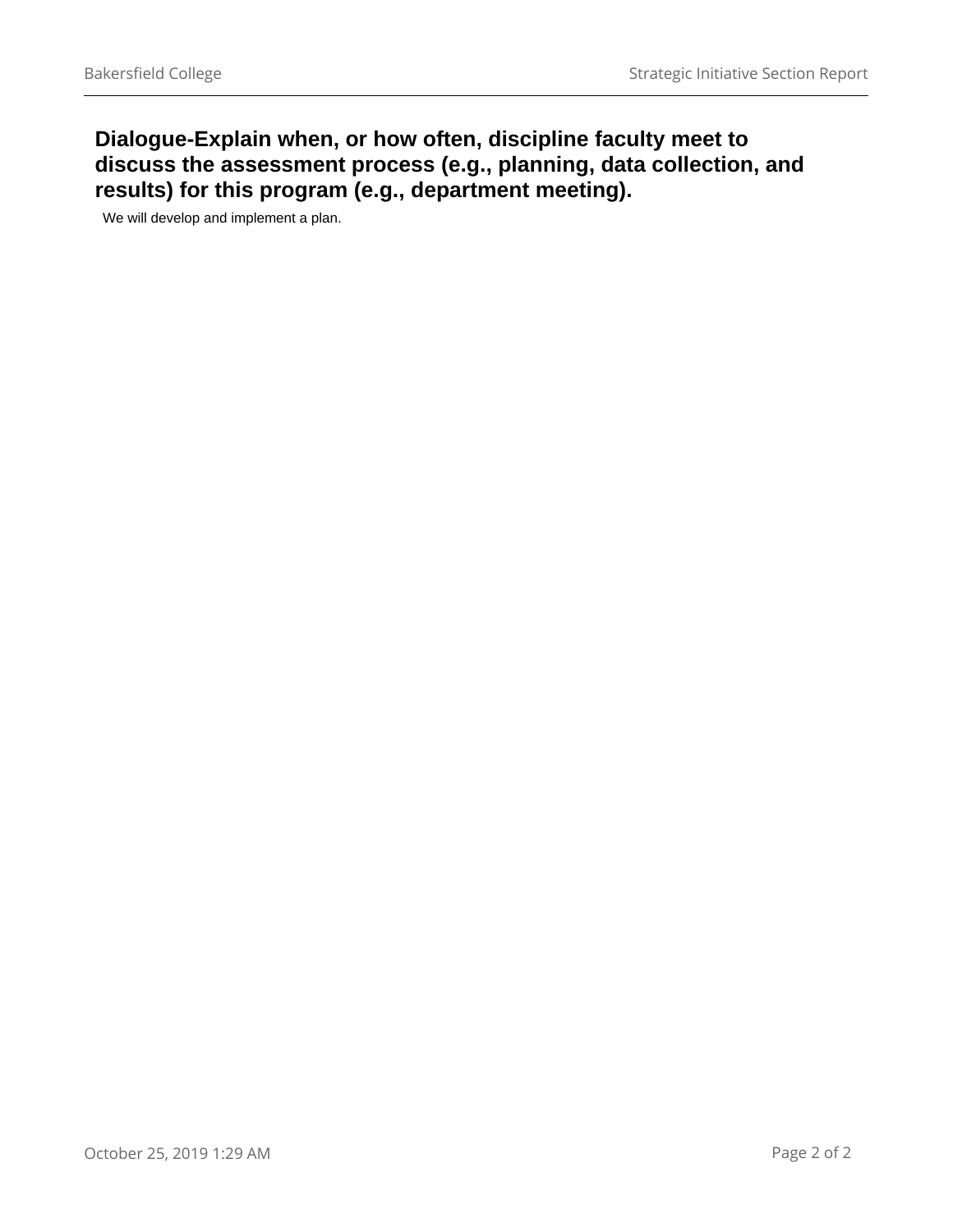## Dialogue-Explain when, or how often, discipline faculty meet to discuss the assessment process (e.g., planning, data collection, and results) for this program (e.g., department meeting).

We will develop and implement a plan.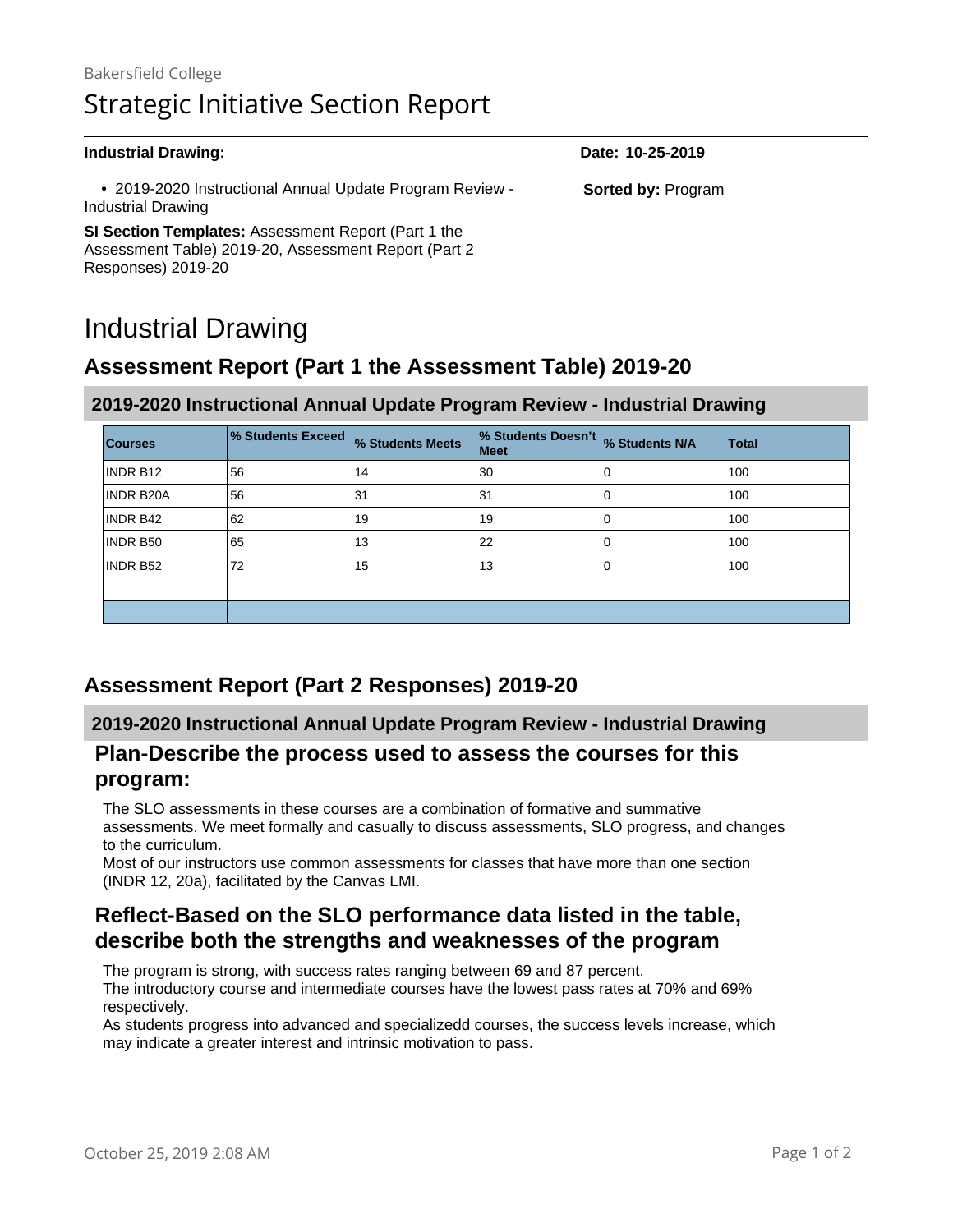Bakersfield College

# Strategic Initiative Section Report

**Industrial Drawing:**

**Date: 10-25-2019**

- 2019-2020 Instructional Annual Update Program Review - Industrial Drawing

**Sorted by:** Program

**SI Section Templates:** Assessment Report (Part 1 the Assessment Table) 2019-20, Assessment Report (Part 2 Responses) 2019-20

# Industrial Drawing

## Assessment Report (Part 1 the Assessment Table) 2019-20

### 2019-2020 Instructional Annual Update Program Review - Industrial Drawing

| Courses | % Students Exceed | % Students Meets | % Students Doesn't Meet | % Students N/A | Total |
| --- | --- | --- | --- | --- | --- |
| INDR B12 | 56 | 14 | 30 | 0 | 100 |
| INDR B20A | 56 | 31 | 31 | 0 | 100 |
| INDR B42 | 62 | 19 | 19 | 0 | 100 |
| INDR B50 | 65 | 13 | 22 | 0 | 100 |
| INDR B52 | 72 | 15 | 13 | 0 | 100 |
| | | | | | |
| | | | | | |

## Assessment Report (Part 2 Responses) 2019-20

### 2019-2020 Instructional Annual Update Program Review - Industrial Drawing

### Plan-Describe the process used to assess the courses for this program:

The SLO assessments in these courses are a combination of formative and summative assessments. We meet formally and casually to discuss assessments, SLO progress, and changes to the curriculum.
Most of our instructors use common assessments for classes that have more than one section (INDR 12, 20a), facilitated by the Canvas LMI.

### Reflect-Based on the SLO performance data listed in the table, describe both the strengths and weaknesses of the program

The program is strong, with success rates ranging between 69 and 87 percent.
The introductory course and intermediate courses have the lowest pass rates at 70% and 69% respectively.
As students progress into advanced and specializedd courses, the success levels increase, which may indicate a greater interest and intrinsic motivation to pass.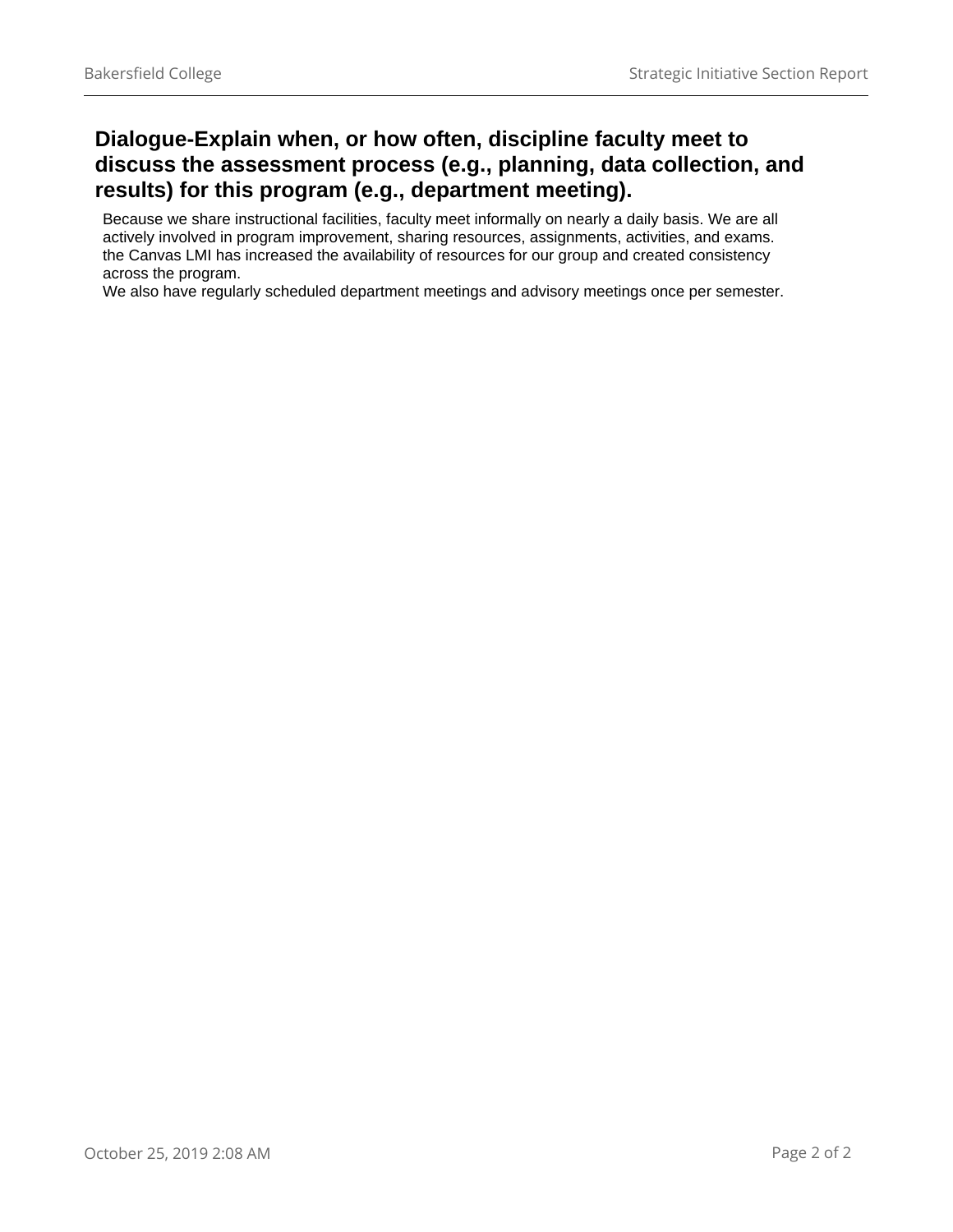## Dialogue-Explain when, or how often, discipline faculty meet to discuss the assessment process (e.g., planning, data collection, and results) for this program (e.g., department meeting).

Because we share instructional facilities, faculty meet informally on nearly a daily basis. We are all actively involved in program improvement, sharing resources, assignments, activities, and exams. the Canvas LMI has increased the availability of resources for our group and created consistency across the program.

We also have regularly scheduled department meetings and advisory meetings once per semester.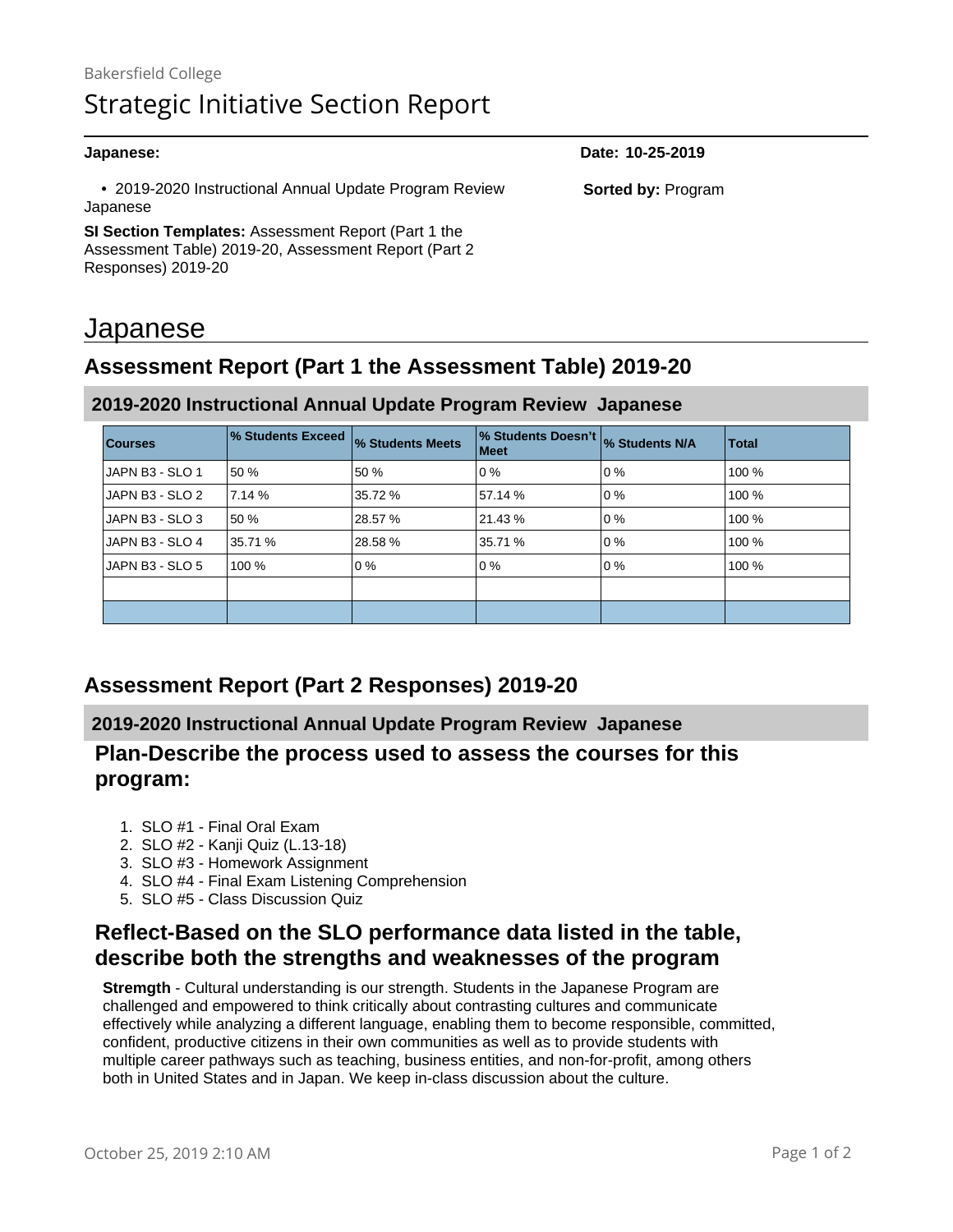Bakersfield College

# Strategic Initiative Section Report

**Japanese:**

**Date: 10-25-2019**

- 2019-2020 Instructional Annual Update Program Review Japanese

**Sorted by:** Program

**SI Section Templates:** Assessment Report (Part 1 the Assessment Table) 2019-20, Assessment Report (Part 2 Responses) 2019-20

# Japanese

## Assessment Report (Part 1 the Assessment Table) 2019-20

### 2019-2020 Instructional Annual Update Program Review Japanese

| Courses | % Students Exceed | % Students Meets | % Students Doesn't Meet | % Students N/A | Total |
|---|---|---|---|---|---|
| JAPN B3 - SLO 1 | 50 % | 50 % | 0 % | 0 % | 100 % |
| JAPN B3 - SLO 2 | 7.14 % | 35.72 % | 57.14 % | 0 % | 100 % |
| JAPN B3 - SLO 3 | 50 % | 28.57 % | 21.43 % | 0 % | 100 % |
| JAPN B3 - SLO 4 | 35.71 % | 28.58 % | 35.71 % | 0 % | 100 % |
| JAPN B3 - SLO 5 | 100 % | 0 % | 0 % | 0 % | 100 % |
| | | | | | |
| | | | | | |

## Assessment Report (Part 2 Responses) 2019-20

### 2019-2020 Instructional Annual Update Program Review Japanese

### Plan-Describe the process used to assess the courses for this program:

1. SLO #1 - Final Oral Exam
2. SLO #2 - Kanji Quiz (L.13-18)
3. SLO #3 - Homework Assignment
4. SLO #4 - Final Exam Listening Comprehension
5. SLO #5 - Class Discussion Quiz

### Reflect-Based on the SLO performance data listed in the table, describe both the strengths and weaknesses of the program

**Stremgth** - Cultural understanding is our strength. Students in the Japanese Program are challenged and empowered to think critically about contrasting cultures and communicate effectively while analyzing a different language, enabling them to become responsible, committed, confident, productive citizens in their own communities as well as to provide students with multiple career pathways such as teaching, business entities, and non-for-profit, among others both in United States and in Japan. We keep in-class discussion about the culture.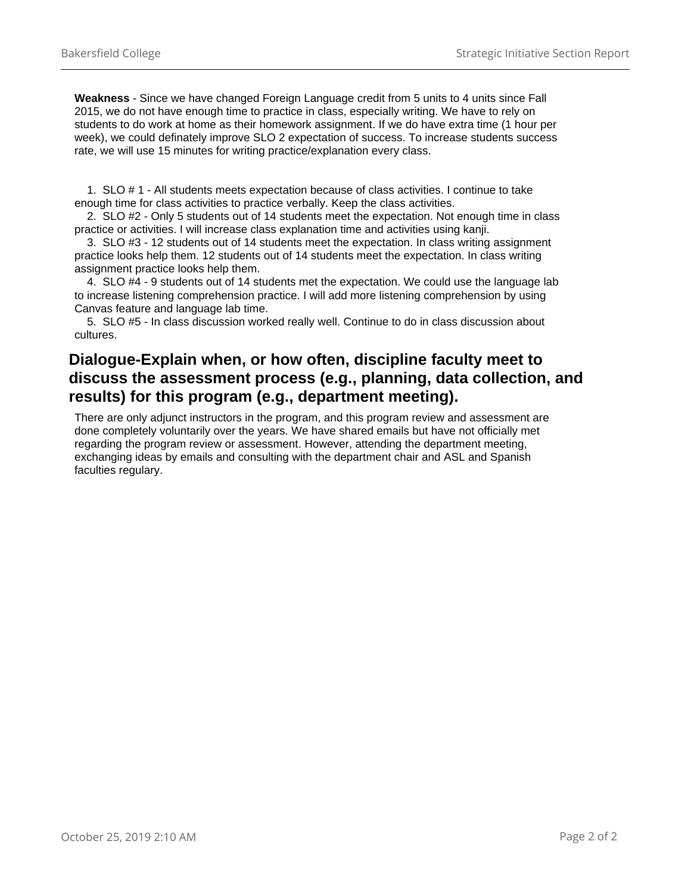**Weakness** - Since we have changed Foreign Language credit from 5 units to 4 units since Fall 2015, we do not have enough time to practice in class, especially writing. We have to rely on students to do work at home as their homework assignment. If we do have extra time (1 hour per week), we could definately improve SLO 2 expectation of success. To increase students success rate, we will use 15 minutes for writing practice/explanation every class.

1. SLO # 1 - All students meets expectation because of class activities. I continue to take enough time for class activities to practice verbally. Keep the class activities.
2. SLO #2 - Only 5 students out of 14 students meet the expectation. Not enough time in class practice or activities. I will increase class explanation time and activities using kanji.
3. SLO #3 - 12 students out of 14 students meet the expectation. In class writing assignment practice looks help them. 12 students out of 14 students meet the expectation. In class writing assignment practice looks help them.
4. SLO #4 - 9 students out of 14 students met the expectation. We could use the language lab to increase listening comprehension practice. I will add more listening comprehension by using Canvas feature and language lab time.
5. SLO #5 - In class discussion worked really well. Continue to do in class discussion about cultures.

## Dialogue-Explain when, or how often, discipline faculty meet to discuss the assessment process (e.g., planning, data collection, and results) for this program (e.g., department meeting).

There are only adjunct instructors in the program, and this program review and assessment are done completely voluntarily over the years. We have shared emails but have not officially met regarding the program review or assessment. However, attending the department meeting, exchanging ideas by emails and consulting with the department chair and ASL and Spanish faculties regulary.